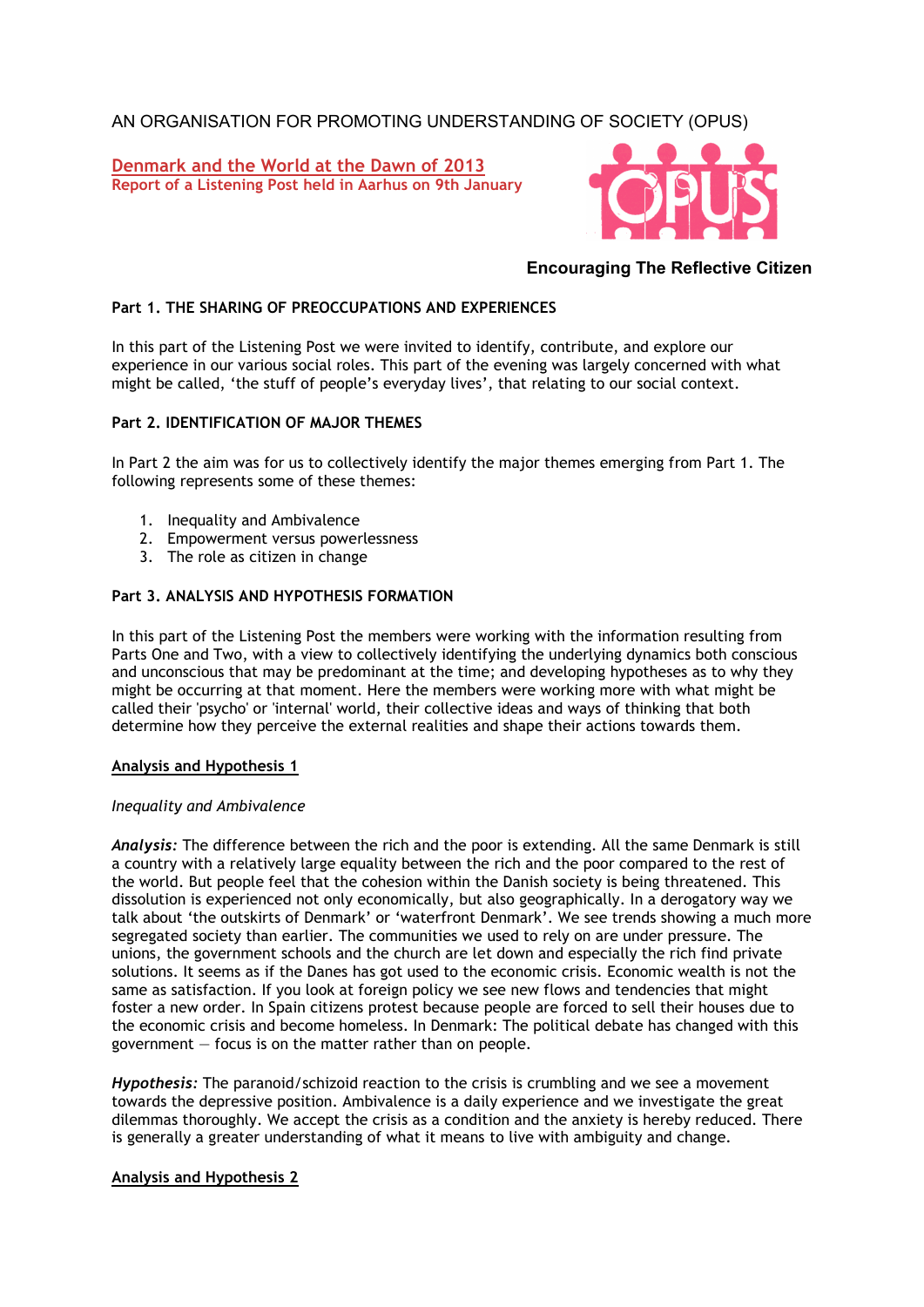AN ORGANISATION FOR PROMOTING UNDERSTANDING OF SOCIETY (OPUS)

# Denmark and the World at the Dawn of 2013

**Report of a Listening Post held in Aarhus on 9th January**

**Encouraging The Reflective Citizen**

## Part 1. THE SHARING OF PREOCCUPATIONS AND EXPERIENCES

In this part of the Listening Post we were invited to identify, contribute, and explore our experience in our various social roles. This part of the evening was largely concerned with what might be called, 'the stuff of people's everyday lives', that relating to our social context.

## Part 2. IDENTIFICATION OF MAJOR THEMES

In Part 2 the aim was for us to collectively identify the major themes emerging from Part 1. The following represents some of these themes:

1. Inequality and Ambivalence
2. Empowerment versus powerlessness
3. The role as citizen in change

## Part 3. ANALYSIS AND HYPOTHESIS FORMATION

In this part of the Listening Post the members were working with the information resulting from Parts One and Two, with a view to collectively identifying the underlying dynamics both conscious and unconscious that may be predominant at the time; and developing hypotheses as to why they might be occurring at that moment. Here the members were working more with what might be called their 'psycho' or 'internal' world, their collective ideas and ways of thinking that both determine how they perceive the external realities and shape their actions towards them.

### Analysis and Hypothesis 1

*Inequality and Ambivalence*

***Analysis:*** The difference between the rich and the poor is extending. All the same Denmark is still a country with a relatively large equality between the rich and the poor compared to the rest of the world. But people feel that the cohesion within the Danish society is being threatened. This dissolution is experienced not only economically, but also geographically. In a derogatory way we talk about 'the outskirts of Denmark' or 'waterfront Denmark'. We see trends showing a much more segregated society than earlier. The communities we used to rely on are under pressure. The unions, the government schools and the church are let down and especially the rich find private solutions. It seems as if the Danes has got used to the economic crisis. Economic wealth is not the same as satisfaction. If you look at foreign policy we see new flows and tendencies that might foster a new order. In Spain citizens protest because people are forced to sell their houses due to the economic crisis and become homeless. In Denmark: The political debate has changed with this government – focus is on the matter rather than on people.

***Hypothesis:*** The paranoid/schizoid reaction to the crisis is crumbling and we see a movement towards the depressive position. Ambivalence is a daily experience and we investigate the great dilemmas thoroughly. We accept the crisis as a condition and the anxiety is hereby reduced. There is generally a greater understanding of what it means to live with ambiguity and change.

### Analysis and Hypothesis 2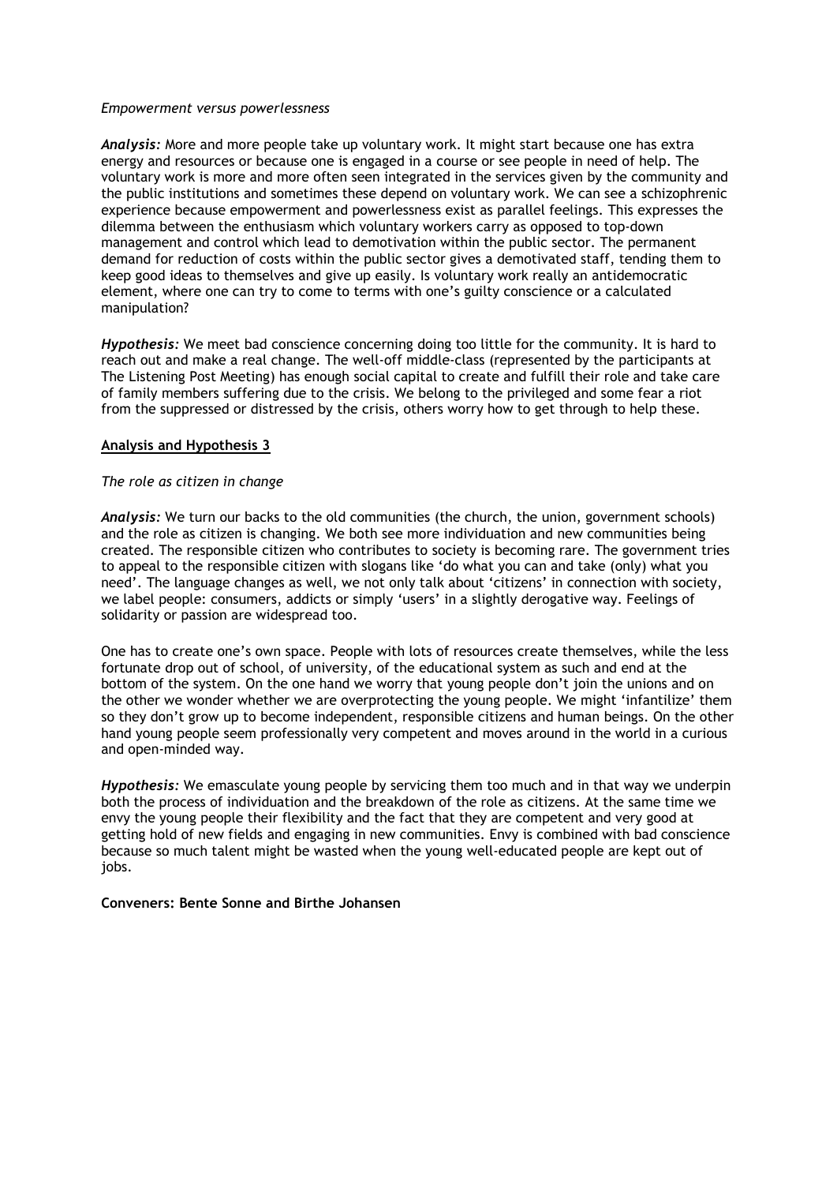*Empowerment versus powerlessness*

***Analysis:*** More and more people take up voluntary work. It might start because one has extra energy and resources or because one is engaged in a course or see people in need of help. The voluntary work is more and more often seen integrated in the services given by the community and the public institutions and sometimes these depend on voluntary work. We can see a schizophrenic experience because empowerment and powerlessness exist as parallel feelings. This expresses the dilemma between the enthusiasm which voluntary workers carry as opposed to top-down management and control which lead to demotivation within the public sector. The permanent demand for reduction of costs within the public sector gives a demotivated staff, tending them to keep good ideas to themselves and give up easily. Is voluntary work really an antidemocratic element, where one can try to come to terms with one's guilty conscience or a calculated manipulation?

***Hypothesis:*** We meet bad conscience concerning doing too little for the community. It is hard to reach out and make a real change. The well-off middle-class (represented by the participants at The Listening Post Meeting) has enough social capital to create and fulfill their role and take care of family members suffering due to the crisis. We belong to the privileged and some fear a riot from the suppressed or distressed by the crisis, others worry how to get through to help these.

**Analysis and Hypothesis 3**

*The role as citizen in change*

***Analysis:*** We turn our backs to the old communities (the church, the union, government schools) and the role as citizen is changing. We both see more individuation and new communities being created. The responsible citizen who contributes to society is becoming rare. The government tries to appeal to the responsible citizen with slogans like 'do what you can and take (only) what you need'. The language changes as well, we not only talk about 'citizens' in connection with society, we label people: consumers, addicts or simply 'users' in a slightly derogative way. Feelings of solidarity or passion are widespread too.

One has to create one's own space. People with lots of resources create themselves, while the less fortunate drop out of school, of university, of the educational system as such and end at the bottom of the system. On the one hand we worry that young people don't join the unions and on the other we wonder whether we are overprotecting the young people. We might 'infantilize' them so they don't grow up to become independent, responsible citizens and human beings. On the other hand young people seem professionally very competent and moves around in the world in a curious and open-minded way.

***Hypothesis:*** We emasculate young people by servicing them too much and in that way we underpin both the process of individuation and the breakdown of the role as citizens. At the same time we envy the young people their flexibility and the fact that they are competent and very good at getting hold of new fields and engaging in new communities. Envy is combined with bad conscience because so much talent might be wasted when the young well-educated people are kept out of jobs.

**Conveners: Bente Sonne and Birthe Johansen**